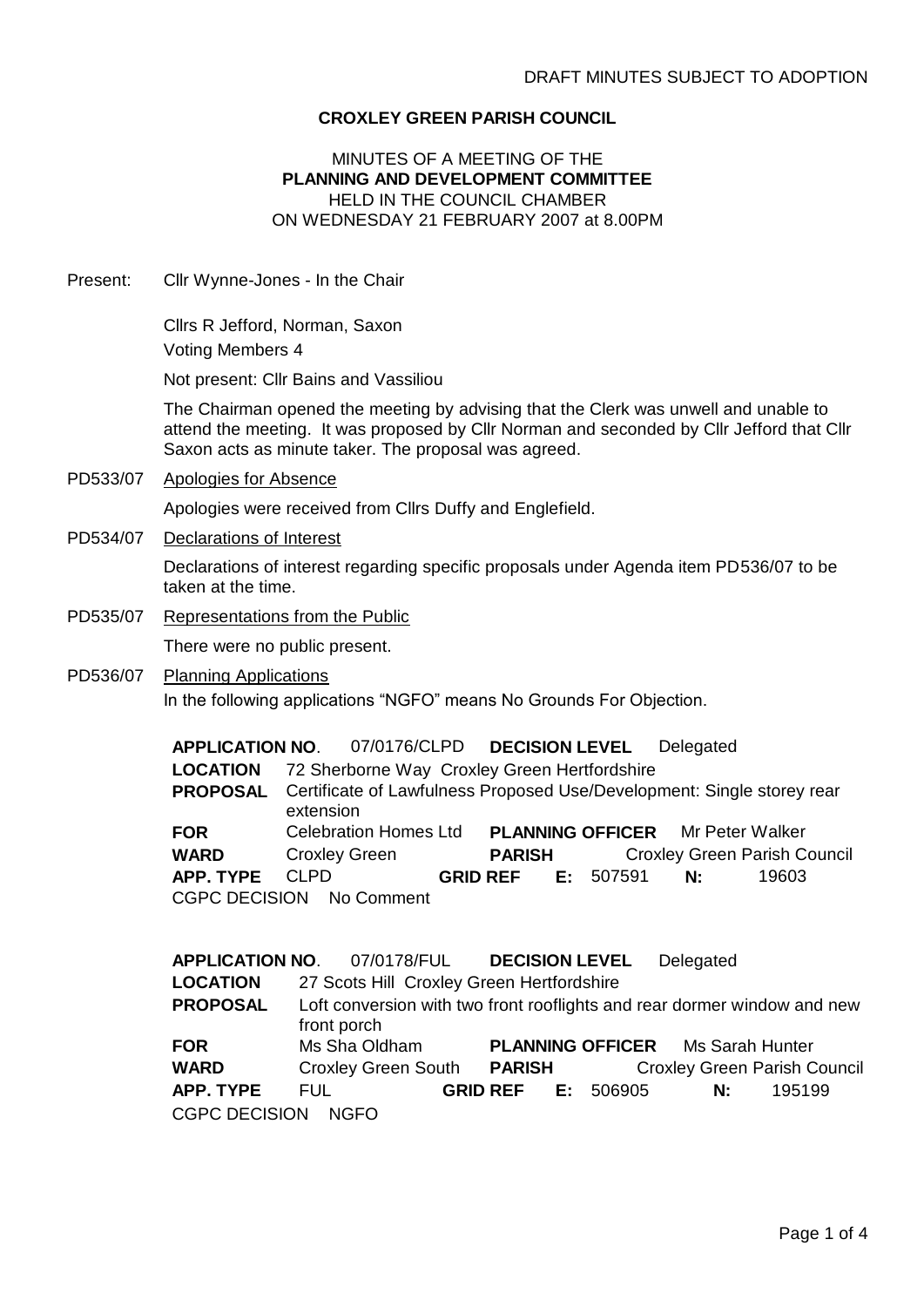DRAFT MINUTES SUBJECT TO ADOPTION

**CROXLEY GREEN PARISH COUNCIL**

MINUTES OF A MEETING OF THE
**PLANNING AND DEVELOPMENT COMMITTEE**
HELD IN THE COUNCIL CHAMBER
ON WEDNESDAY 21 FEBRUARY 2007 at 8.00PM

Present: Cllr Wynne-Jones - In the Chair

Cllrs R Jefford, Norman, Saxon
Voting Members 4

Not present: Cllr Bains and Vassiliou

The Chairman opened the meeting by advising that the Clerk was unwell and unable to attend the meeting. It was proposed by Cllr Norman and seconded by Cllr Jefford that Cllr Saxon acts as minute taker. The proposal was agreed.

PD533/07 Apologies for Absence

Apologies were received from Cllrs Duffy and Englefield.

PD534/07 Declarations of Interest

Declarations of interest regarding specific proposals under Agenda item PD536/07 to be taken at the time.

PD535/07 Representations from the Public

There were no public present.

PD536/07 Planning Applications

In the following applications "NGFO" means No Grounds For Objection.

**APPLICATION NO**. 07/0176/CLPD **DECISION LEVEL** Delegated
**LOCATION** 72 Sherborne Way Croxley Green Hertfordshire
**PROPOSAL** Certificate of Lawfulness Proposed Use/Development: Single storey rear extension
**FOR** Celebration Homes Ltd **PLANNING OFFICER** Mr Peter Walker
**WARD** Croxley Green **PARISH** Croxley Green Parish Council
**APP. TYPE** CLPD **GRID REF E:** 507591 **N:** 19603
CGPC DECISION No Comment

**APPLICATION NO**. 07/0178/FUL **DECISION LEVEL** Delegated
**LOCATION** 27 Scots Hill Croxley Green Hertfordshire
**PROPOSAL** Loft conversion with two front rooflights and rear dormer window and new front porch
**FOR** Ms Sha Oldham **PLANNING OFFICER** Ms Sarah Hunter
**WARD** Croxley Green South **PARISH** Croxley Green Parish Council
**APP. TYPE** FUL **GRID REF E:** 506905 **N:** 195199
CGPC DECISION NGFO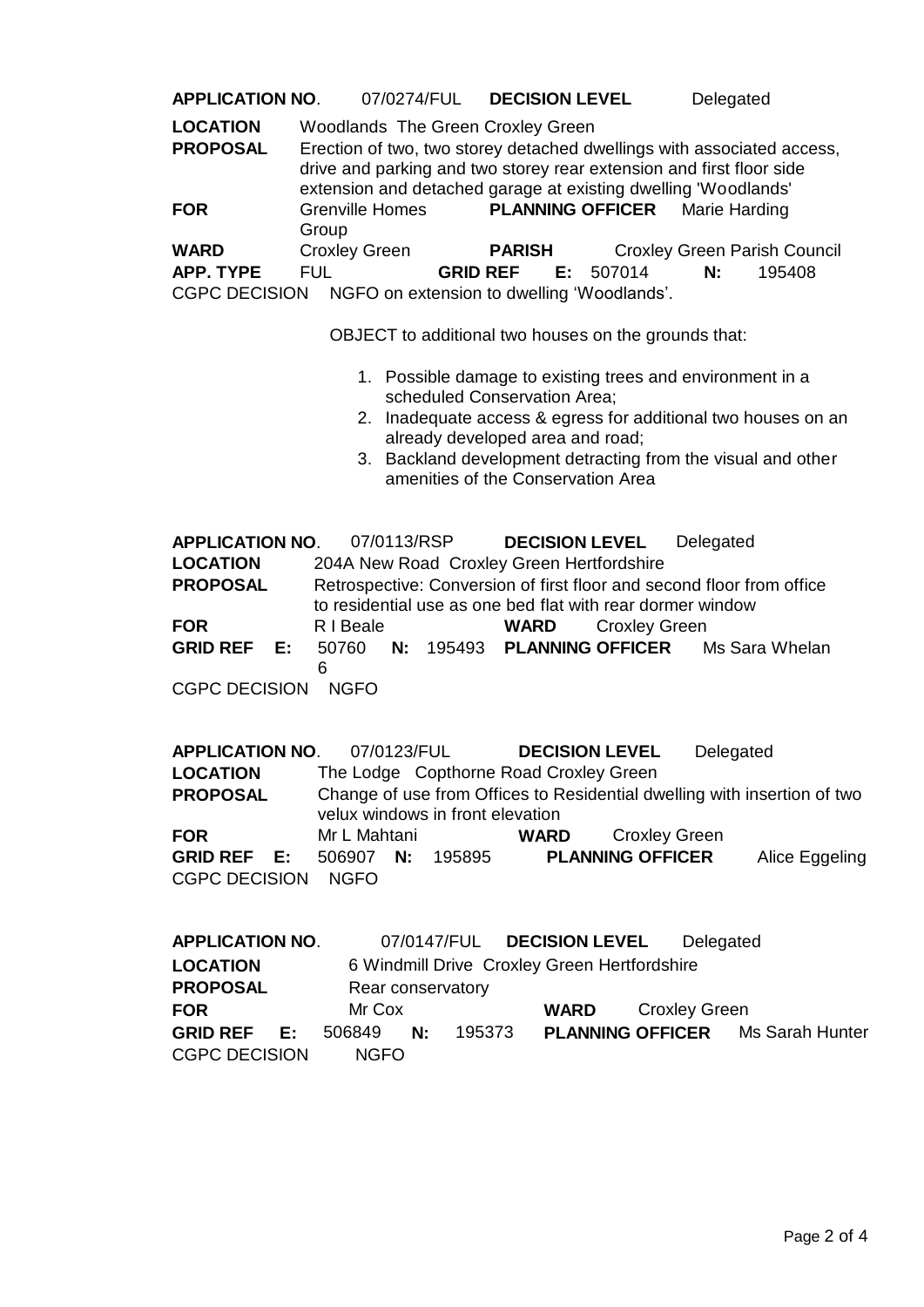**APPLICATION NO**. 07/0274/FUL **DECISION LEVEL** Delegated

**LOCATION** Woodlands The Green Croxley Green

**PROPOSAL** Erection of two, two storey detached dwellings with associated access, drive and parking and two storey rear extension and first floor side extension and detached garage at existing dwelling 'Woodlands'

**FOR** Grenville Homes Group **PLANNING OFFICER** Marie Harding

**WARD** Croxley Green **PARISH** Croxley Green Parish Council

**APP. TYPE** FUL **GRID REF E:** 507014 **N:** 195408

CGPC DECISION NGFO on extension to dwelling 'Woodlands'.

OBJECT to additional two houses on the grounds that:

1. Possible damage to existing trees and environment in a scheduled Conservation Area;
2. Inadequate access & egress for additional two houses on an already developed area and road;
3. Backland development detracting from the visual and other amenities of the Conservation Area

**APPLICATION NO**. 07/0113/RSP **DECISION LEVEL** Delegated

**LOCATION** 204A New Road Croxley Green Hertfordshire

**PROPOSAL** Retrospective: Conversion of first floor and second floor from office to residential use as one bed flat with rear dormer window

**FOR** R I Beale **WARD** Croxley Green

**GRID REF E:** 507606 **N:** 195493 **PLANNING OFFICER** Ms Sara Whelan

CGPC DECISION NGFO

**APPLICATION NO**. 07/0123/FUL **DECISION LEVEL** Delegated

**LOCATION** The Lodge Copthorne Road Croxley Green

**PROPOSAL** Change of use from Offices to Residential dwelling with insertion of two velux windows in front elevation

**FOR** Mr L Mahtani **WARD** Croxley Green

**GRID REF E:** 506907 **N:** 195895 **PLANNING OFFICER** Alice Eggeling

CGPC DECISION NGFO

**APPLICATION NO**. 07/0147/FUL **DECISION LEVEL** Delegated

**LOCATION** 6 Windmill Drive Croxley Green Hertfordshire

**PROPOSAL** Rear conservatory

**FOR** Mr Cox **WARD** Croxley Green

**GRID REF E:** 506849 **N:** 195373 **PLANNING OFFICER** Ms Sarah Hunter

CGPC DECISION NGFO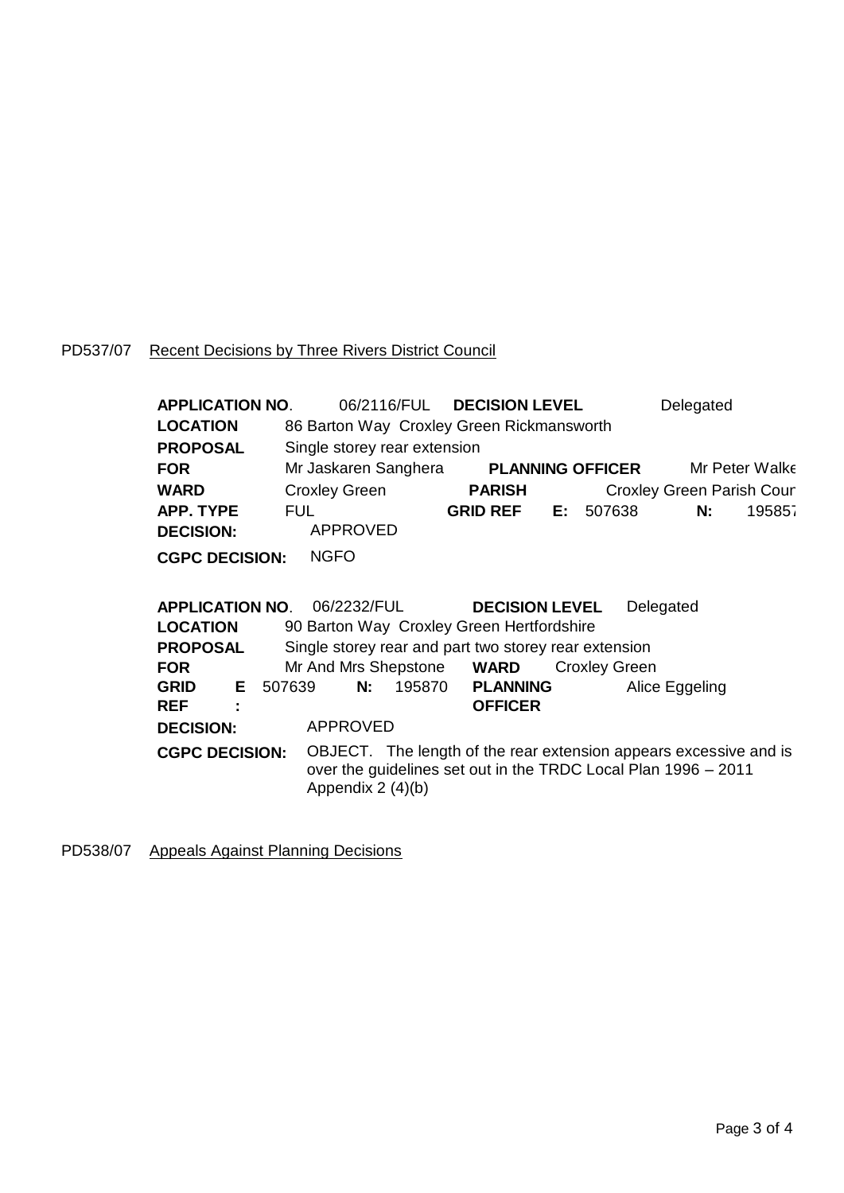PD537/07 Recent Decisions by Three Rivers District Council

**APPLICATION NO**. 06/2116/FUL **DECISION LEVEL** Delegated
**LOCATION** 86 Barton Way Croxley Green Rickmansworth
**PROPOSAL** Single storey rear extension
**FOR** Mr Jaskaren Sanghera **PLANNING OFFICER** Mr Peter Walke
**WARD** Croxley Green **PARISH** Croxley Green Parish Coun
**APP. TYPE** FUL **GRID REF E:** 507638 **N:** 195857
**DECISION:** APPROVED
**CGPC DECISION:** NGFO

**APPLICATION NO**. 06/2232/FUL **DECISION LEVEL** Delegated
**LOCATION** 90 Barton Way Croxley Green Hertfordshire
**PROPOSAL** Single storey rear and part two storey rear extension
**FOR** Mr And Mrs Shepstone **WARD** Croxley Green
**GRID REF E:** 507639 **N:** 195870 **PLANNING OFFICER** Alice Eggeling
**DECISION:** APPROVED
**CGPC DECISION:** OBJECT. The length of the rear extension appears excessive and is over the guidelines set out in the TRDC Local Plan 1996 – 2011 Appendix 2 (4)(b)

PD538/07 Appeals Against Planning Decisions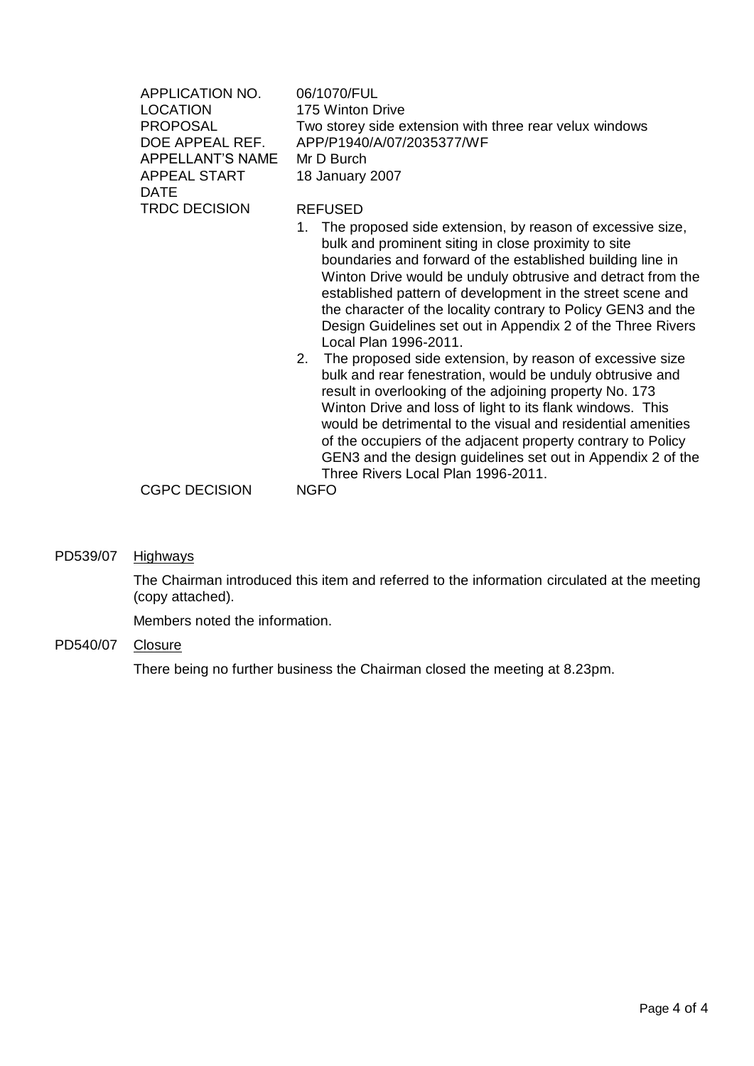| | |
|---|---|
| APPLICATION NO. | 06/1070/FUL |
| LOCATION | 175 Winton Drive |
| PROPOSAL | Two storey side extension with three rear velux windows |
| DOE APPEAL REF. | APP/P1940/A/07/2035377/WF |
| APPELLANT'S NAME | Mr D Burch |
| APPEAL START DATE | 18 January 2007 |
| TRDC DECISION | REFUSED<br>1. The proposed side extension, by reason of excessive size, bulk and prominent siting in close proximity to site boundaries and forward of the established building line in Winton Drive would be unduly obtrusive and detract from the established pattern of development in the street scene and the character of the locality contrary to Policy GEN3 and the Design Guidelines set out in Appendix 2 of the Three Rivers Local Plan 1996-2011.<br>2. The proposed side extension, by reason of excessive size bulk and rear fenestration, would be unduly obtrusive and result in overlooking of the adjoining property No. 173 Winton Drive and loss of light to its flank windows. This would be detrimental to the visual and residential amenities of the occupiers of the adjacent property contrary to Policy GEN3 and the design guidelines set out in Appendix 2 of the Three Rivers Local Plan 1996-2011. |
| CGPC DECISION | NGFO |

PD539/07 <u>Highways</u>

The Chairman introduced this item and referred to the information circulated at the meeting (copy attached).

Members noted the information.

PD540/07 <u>Closure</u>

There being no further business the Chairman closed the meeting at 8.23pm.